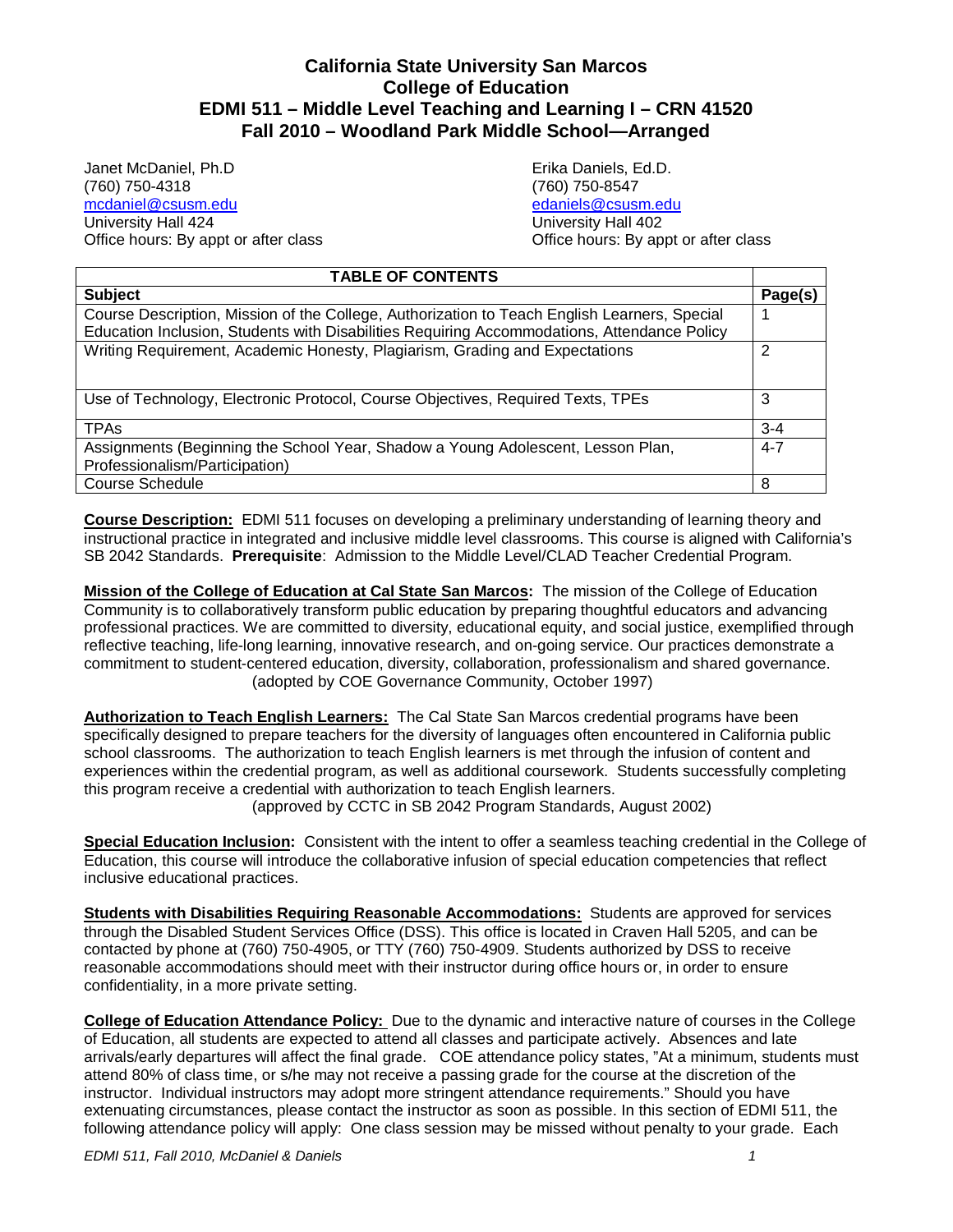# California State University San Marcos
# College of Education
# EDMI 511 – Middle Level Teaching and Learning I – CRN 41520
# Fall 2010 – Woodland Park Middle School—Arranged

Janet McDaniel, Ph.D
(760) 750-4318
mcdaniel@csusm.edu
University Hall 424
Office hours: By appt or after class

Erika Daniels, Ed.D.
(760) 750-8547
edaniels@csusm.edu
University Hall 402
Office hours: By appt or after class

| TABLE OF CONTENTS | |
|---|---|
| **Subject** | **Page(s)** |
| Course Description, Mission of the College, Authorization to Teach English Learners, Special Education Inclusion, Students with Disabilities Requiring Accommodations, Attendance Policy | 1 |
| Writing Requirement, Academic Honesty, Plagiarism, Grading and Expectations | 2 |
| Use of Technology, Electronic Protocol, Course Objectives, Required Texts, TPEs | 3 |
| TPAs | 3-4 |
| Assignments (Beginning the School Year, Shadow a Young Adolescent, Lesson Plan, Professionalism/Participation) | 4-7 |
| Course Schedule | 8 |

**Course Description:** EDMI 511 focuses on developing a preliminary understanding of learning theory and instructional practice in integrated and inclusive middle level classrooms. This course is aligned with California's SB 2042 Standards. **Prerequisite**: Admission to the Middle Level/CLAD Teacher Credential Program.

**Mission of the College of Education at Cal State San Marcos:** The mission of the College of Education Community is to collaboratively transform public education by preparing thoughtful educators and advancing professional practices. We are committed to diversity, educational equity, and social justice, exemplified through reflective teaching, life-long learning, innovative research, and on-going service. Our practices demonstrate a commitment to student-centered education, diversity, collaboration, professionalism and shared governance.
(adopted by COE Governance Community, October 1997)

**Authorization to Teach English Learners:** The Cal State San Marcos credential programs have been specifically designed to prepare teachers for the diversity of languages often encountered in California public school classrooms. The authorization to teach English learners is met through the infusion of content and experiences within the credential program, as well as additional coursework. Students successfully completing this program receive a credential with authorization to teach English learners.
(approved by CCTC in SB 2042 Program Standards, August 2002)

**Special Education Inclusion:** Consistent with the intent to offer a seamless teaching credential in the College of Education, this course will introduce the collaborative infusion of special education competencies that reflect inclusive educational practices.

**Students with Disabilities Requiring Reasonable Accommodations:** Students are approved for services through the Disabled Student Services Office (DSS). This office is located in Craven Hall 5205, and can be contacted by phone at (760) 750-4905, or TTY (760) 750-4909. Students authorized by DSS to receive reasonable accommodations should meet with their instructor during office hours or, in order to ensure confidentiality, in a more private setting.

**College of Education Attendance Policy:** Due to the dynamic and interactive nature of courses in the College of Education, all students are expected to attend all classes and participate actively. Absences and late arrivals/early departures will affect the final grade. COE attendance policy states, "At a minimum, students must attend 80% of class time, or s/he may not receive a passing grade for the course at the discretion of the instructor. Individual instructors may adopt more stringent attendance requirements." Should you have extenuating circumstances, please contact the instructor as soon as possible. In this section of EDMI 511, the following attendance policy will apply: One class session may be missed without penalty to your grade. Each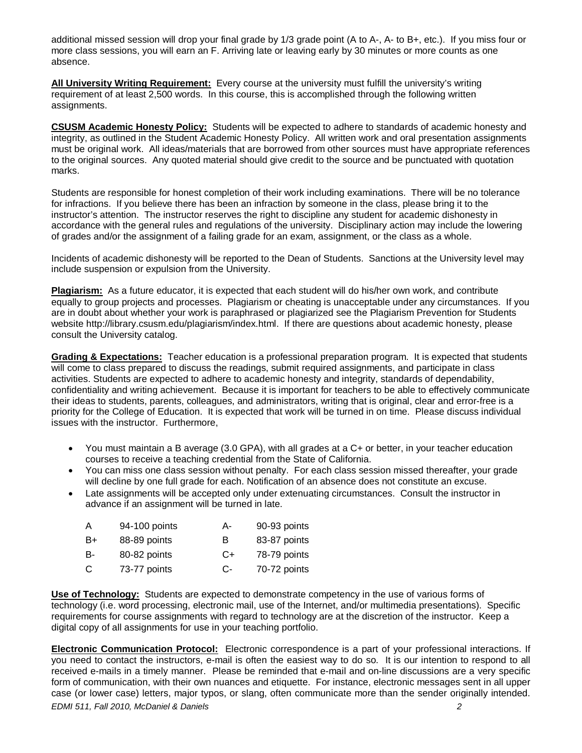additional missed session will drop your final grade by 1/3 grade point (A to A-, A- to B+, etc.). If you miss four or more class sessions, you will earn an F. Arriving late or leaving early by 30 minutes or more counts as one absence.

**All University Writing Requirement:** Every course at the university must fulfill the university's writing requirement of at least 2,500 words. In this course, this is accomplished through the following written assignments.

**CSUSM Academic Honesty Policy:** Students will be expected to adhere to standards of academic honesty and integrity, as outlined in the Student Academic Honesty Policy. All written work and oral presentation assignments must be original work. All ideas/materials that are borrowed from other sources must have appropriate references to the original sources. Any quoted material should give credit to the source and be punctuated with quotation marks.

Students are responsible for honest completion of their work including examinations. There will be no tolerance for infractions. If you believe there has been an infraction by someone in the class, please bring it to the instructor's attention. The instructor reserves the right to discipline any student for academic dishonesty in accordance with the general rules and regulations of the university. Disciplinary action may include the lowering of grades and/or the assignment of a failing grade for an exam, assignment, or the class as a whole.

Incidents of academic dishonesty will be reported to the Dean of Students. Sanctions at the University level may include suspension or expulsion from the University.

**Plagiarism:** As a future educator, it is expected that each student will do his/her own work, and contribute equally to group projects and processes. Plagiarism or cheating is unacceptable under any circumstances. If you are in doubt about whether your work is paraphrased or plagiarized see the Plagiarism Prevention for Students website http://library.csusm.edu/plagiarism/index.html. If there are questions about academic honesty, please consult the University catalog.

**Grading & Expectations:** Teacher education is a professional preparation program. It is expected that students will come to class prepared to discuss the readings, submit required assignments, and participate in class activities. Students are expected to adhere to academic honesty and integrity, standards of dependability, confidentiality and writing achievement. Because it is important for teachers to be able to effectively communicate their ideas to students, parents, colleagues, and administrators, writing that is original, clear and error-free is a priority for the College of Education. It is expected that work will be turned in on time. Please discuss individual issues with the instructor. Furthermore,

- You must maintain a B average (3.0 GPA), with all grades at a C+ or better, in your teacher education courses to receive a teaching credential from the State of California.
- You can miss one class session without penalty. For each class session missed thereafter, your grade will decline by one full grade for each. Notification of an absence does not constitute an excuse.
- Late assignments will be accepted only under extenuating circumstances. Consult the instructor in advance if an assignment will be turned in late.

| | | | |
|---|---|---|---|
| A | 94-100 points | A- | 90-93 points |
| B+ | 88-89 points | B | 83-87 points |
| B- | 80-82 points | C+ | 78-79 points |
| C | 73-77 points | C- | 70-72 points |

**Use of Technology:** Students are expected to demonstrate competency in the use of various forms of technology (i.e. word processing, electronic mail, use of the Internet, and/or multimedia presentations). Specific requirements for course assignments with regard to technology are at the discretion of the instructor. Keep a digital copy of all assignments for use in your teaching portfolio.

**Electronic Communication Protocol:** Electronic correspondence is a part of your professional interactions. If you need to contact the instructors, e-mail is often the easiest way to do so. It is our intention to respond to all received e-mails in a timely manner. Please be reminded that e-mail and on-line discussions are a very specific form of communication, with their own nuances and etiquette. For instance, electronic messages sent in all upper case (or lower case) letters, major typos, or slang, often communicate more than the sender originally intended.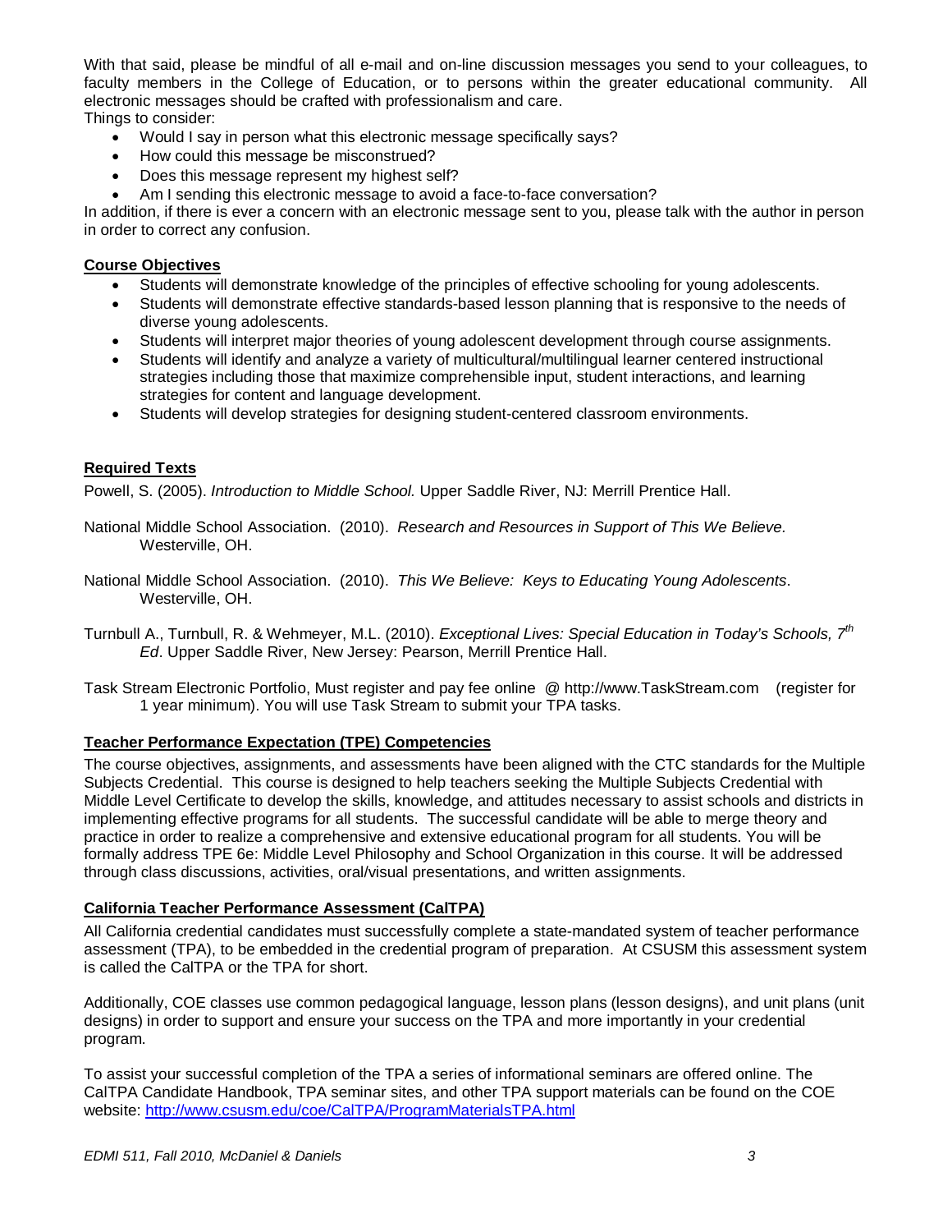With that said, please be mindful of all e-mail and on-line discussion messages you send to your colleagues, to faculty members in the College of Education, or to persons within the greater educational community. All electronic messages should be crafted with professionalism and care.

Things to consider:

- Would I say in person what this electronic message specifically says?
- How could this message be misconstrued?
- Does this message represent my highest self?
- Am I sending this electronic message to avoid a face-to-face conversation?

In addition, if there is ever a concern with an electronic message sent to you, please talk with the author in person in order to correct any confusion.

## Course Objectives

- Students will demonstrate knowledge of the principles of effective schooling for young adolescents.
- Students will demonstrate effective standards-based lesson planning that is responsive to the needs of diverse young adolescents.
- Students will interpret major theories of young adolescent development through course assignments.
- Students will identify and analyze a variety of multicultural/multilingual learner centered instructional strategies including those that maximize comprehensible input, student interactions, and learning strategies for content and language development.
- Students will develop strategies for designing student-centered classroom environments.

## Required Texts

Powell, S. (2005). *Introduction to Middle School.* Upper Saddle River, NJ: Merrill Prentice Hall.

National Middle School Association. (2010). *Research and Resources in Support of This We Believe.* Westerville, OH.

National Middle School Association. (2010). *This We Believe: Keys to Educating Young Adolescents*. Westerville, OH.

Turnbull A., Turnbull, R. & Wehmeyer, M.L. (2010). *Exceptional Lives: Special Education in Today's Schools, 7th Ed*. Upper Saddle River, New Jersey: Pearson, Merrill Prentice Hall.

Task Stream Electronic Portfolio, Must register and pay fee online @ http://www.TaskStream.com (register for 1 year minimum). You will use Task Stream to submit your TPA tasks.

## Teacher Performance Expectation (TPE) Competencies

The course objectives, assignments, and assessments have been aligned with the CTC standards for the Multiple Subjects Credential. This course is designed to help teachers seeking the Multiple Subjects Credential with Middle Level Certificate to develop the skills, knowledge, and attitudes necessary to assist schools and districts in implementing effective programs for all students. The successful candidate will be able to merge theory and practice in order to realize a comprehensive and extensive educational program for all students. You will be formally address TPE 6e: Middle Level Philosophy and School Organization in this course. It will be addressed through class discussions, activities, oral/visual presentations, and written assignments.

## California Teacher Performance Assessment (CalTPA)

All California credential candidates must successfully complete a state-mandated system of teacher performance assessment (TPA), to be embedded in the credential program of preparation. At CSUSM this assessment system is called the CalTPA or the TPA for short.

Additionally, COE classes use common pedagogical language, lesson plans (lesson designs), and unit plans (unit designs) in order to support and ensure your success on the TPA and more importantly in your credential program.

To assist your successful completion of the TPA a series of informational seminars are offered online. The CalTPA Candidate Handbook, TPA seminar sites, and other TPA support materials can be found on the COE website: http://www.csusm.edu/coe/CalTPA/ProgramMaterialsTPA.html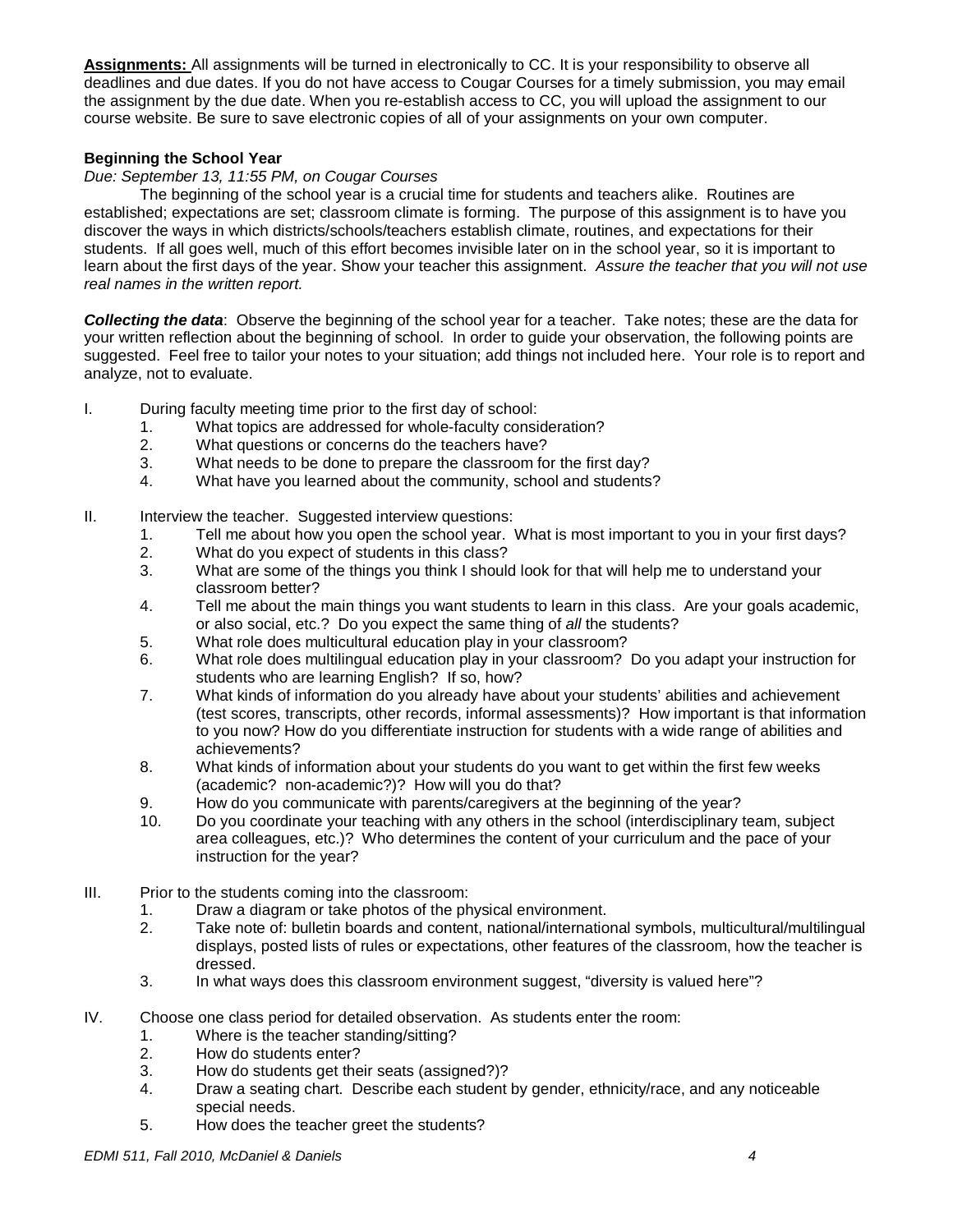**Assignments:** All assignments will be turned in electronically to CC. It is your responsibility to observe all deadlines and due dates. If you do not have access to Cougar Courses for a timely submission, you may email the assignment by the due date. When you re-establish access to CC, you will upload the assignment to our course website. Be sure to save electronic copies of all of your assignments on your own computer.

**Beginning the School Year**

*Due: September 13, 11:55 PM, on Cougar Courses*

The beginning of the school year is a crucial time for students and teachers alike. Routines are established; expectations are set; classroom climate is forming. The purpose of this assignment is to have you discover the ways in which districts/schools/teachers establish climate, routines, and expectations for their students. If all goes well, much of this effort becomes invisible later on in the school year, so it is important to learn about the first days of the year. Show your teacher this assignment. *Assure the teacher that you will not use real names in the written report.*

***Collecting the data***: Observe the beginning of the school year for a teacher. Take notes; these are the data for your written reflection about the beginning of school. In order to guide your observation, the following points are suggested. Feel free to tailor your notes to your situation; add things not included here. Your role is to report and analyze, not to evaluate.

I. During faculty meeting time prior to the first day of school:
   1. What topics are addressed for whole-faculty consideration?
   2. What questions or concerns do the teachers have?
   3. What needs to be done to prepare the classroom for the first day?
   4. What have you learned about the community, school and students?

II. Interview the teacher. Suggested interview questions:
   1. Tell me about how you open the school year. What is most important to you in your first days?
   2. What do you expect of students in this class?
   3. What are some of the things you think I should look for that will help me to understand your classroom better?
   4. Tell me about the main things you want students to learn in this class. Are your goals academic, or also social, etc.? Do you expect the same thing of *all* the students?
   5. What role does multicultural education play in your classroom?
   6. What role does multilingual education play in your classroom? Do you adapt your instruction for students who are learning English? If so, how?
   7. What kinds of information do you already have about your students' abilities and achievement (test scores, transcripts, other records, informal assessments)? How important is that information to you now? How do you differentiate instruction for students with a wide range of abilities and achievements?
   8. What kinds of information about your students do you want to get within the first few weeks (academic? non-academic?)? How will you do that?
   9. How do you communicate with parents/caregivers at the beginning of the year?
   10. Do you coordinate your teaching with any others in the school (interdisciplinary team, subject area colleagues, etc.)? Who determines the content of your curriculum and the pace of your instruction for the year?

III. Prior to the students coming into the classroom:
   1. Draw a diagram or take photos of the physical environment.
   2. Take note of: bulletin boards and content, national/international symbols, multicultural/multilingual displays, posted lists of rules or expectations, other features of the classroom, how the teacher is dressed.
   3. In what ways does this classroom environment suggest, "diversity is valued here"?

IV. Choose one class period for detailed observation. As students enter the room:
   1. Where is the teacher standing/sitting?
   2. How do students enter?
   3. How do students get their seats (assigned?)?
   4. Draw a seating chart. Describe each student by gender, ethnicity/race, and any noticeable special needs.
   5. How does the teacher greet the students?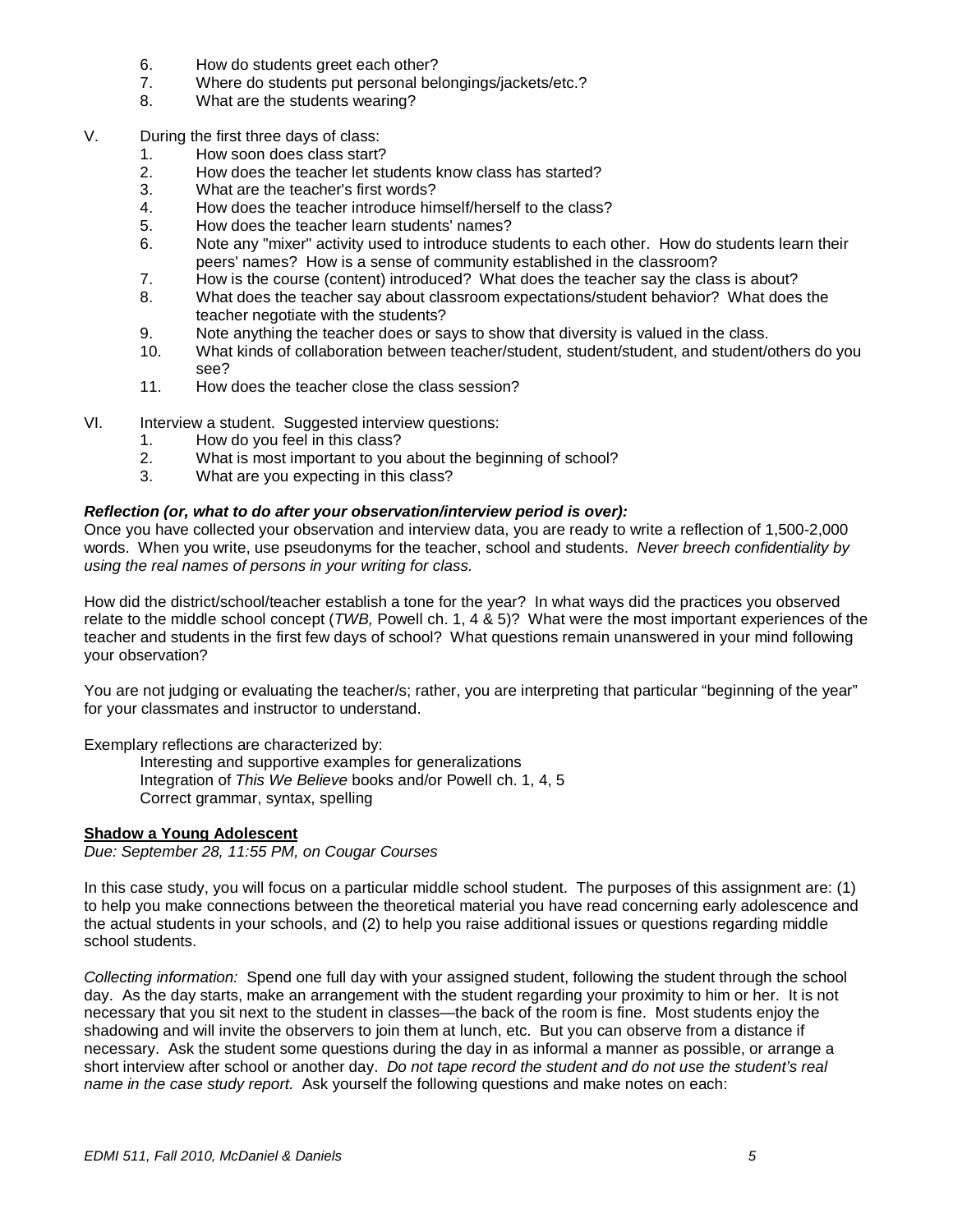6. How do students greet each other?
7. Where do students put personal belongings/jackets/etc.?
8. What are the students wearing?

V. During the first three days of class:
   1. How soon does class start?
   2. How does the teacher let students know class has started?
   3. What are the teacher's first words?
   4. How does the teacher introduce himself/herself to the class?
   5. How does the teacher learn students' names?
   6. Note any "mixer" activity used to introduce students to each other. How do students learn their peers' names? How is a sense of community established in the classroom?
   7. How is the course (content) introduced? What does the teacher say the class is about?
   8. What does the teacher say about classroom expectations/student behavior? What does the teacher negotiate with the students?
   9. Note anything the teacher does or says to show that diversity is valued in the class.
   10. What kinds of collaboration between teacher/student, student/student, and student/others do you see?
   11. How does the teacher close the class session?

VI. Interview a student. Suggested interview questions:
   1. How do you feel in this class?
   2. What is most important to you about the beginning of school?
   3. What are you expecting in this class?

***Reflection (or, what to do after your observation/interview period is over):***
Once you have collected your observation and interview data, you are ready to write a reflection of 1,500-2,000 words. When you write, use pseudonyms for the teacher, school and students. *Never breech confidentiality by using the real names of persons in your writing for class.*

How did the district/school/teacher establish a tone for the year? In what ways did the practices you observed relate to the middle school concept (*TWB,* Powell ch. 1, 4 & 5)? What were the most important experiences of the teacher and students in the first few days of school? What questions remain unanswered in your mind following your observation?

You are not judging or evaluating the teacher/s; rather, you are interpreting that particular "beginning of the year" for your classmates and instructor to understand.

Exemplary reflections are characterized by:

Interesting and supportive examples for generalizations
Integration of *This We Believe* books and/or Powell ch. 1, 4, 5
Correct grammar, syntax, spelling

**Shadow a Young Adolescent**
*Due: September 28, 11:55 PM, on Cougar Courses*

In this case study, you will focus on a particular middle school student. The purposes of this assignment are: (1) to help you make connections between the theoretical material you have read concerning early adolescence and the actual students in your schools, and (2) to help you raise additional issues or questions regarding middle school students.

*Collecting information:* Spend one full day with your assigned student, following the student through the school day. As the day starts, make an arrangement with the student regarding your proximity to him or her. It is not necessary that you sit next to the student in classes—the back of the room is fine. Most students enjoy the shadowing and will invite the observers to join them at lunch, etc. But you can observe from a distance if necessary. Ask the student some questions during the day in as informal a manner as possible, or arrange a short interview after school or another day. *Do not tape record the student and do not use the student's real name in the case study report.* Ask yourself the following questions and make notes on each: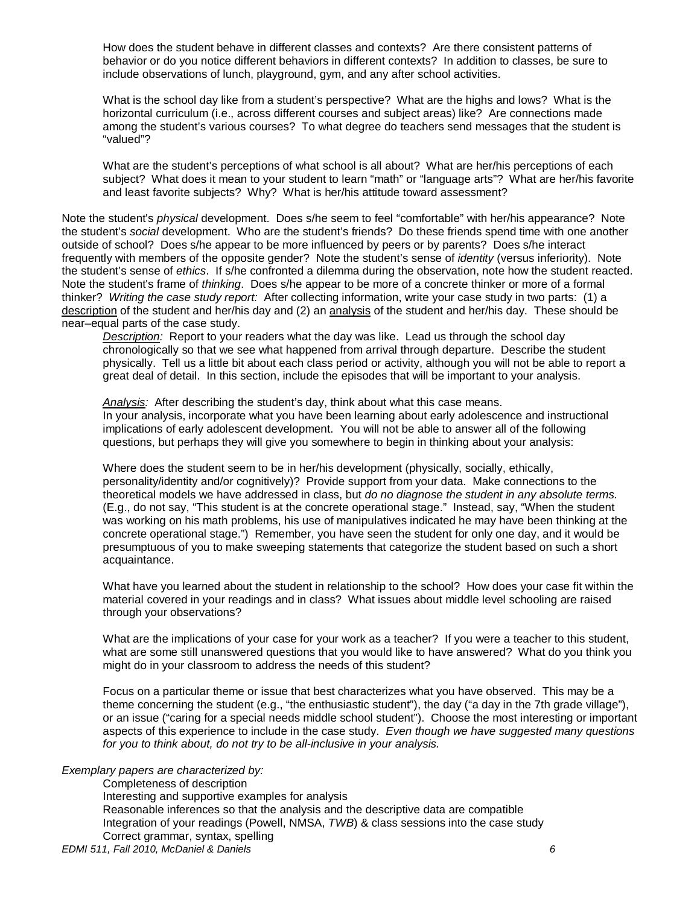How does the student behave in different classes and contexts? Are there consistent patterns of behavior or do you notice different behaviors in different contexts? In addition to classes, be sure to include observations of lunch, playground, gym, and any after school activities.

What is the school day like from a student's perspective? What are the highs and lows? What is the horizontal curriculum (i.e., across different courses and subject areas) like? Are connections made among the student's various courses? To what degree do teachers send messages that the student is "valued"?

What are the student's perceptions of what school is all about? What are her/his perceptions of each subject? What does it mean to your student to learn "math" or "language arts"? What are her/his favorite and least favorite subjects? Why? What is her/his attitude toward assessment?

Note the student's *physical* development. Does s/he seem to feel "comfortable" with her/his appearance? Note the student's *social* development. Who are the student's friends? Do these friends spend time with one another outside of school? Does s/he appear to be more influenced by peers or by parents? Does s/he interact frequently with members of the opposite gender? Note the student's sense of *identity* (versus inferiority). Note the student's sense of *ethics*. If s/he confronted a dilemma during the observation, note how the student reacted. Note the student's frame of *thinking*. Does s/he appear to be more of a concrete thinker or more of a formal thinker? *Writing the case study report:* After collecting information, write your case study in two parts: (1) a <u>description</u> of the student and her/his day and (2) an <u>analysis</u> of the student and her/his day. These should be near–equal parts of the case study.

*<u>Description</u>:* Report to your readers what the day was like. Lead us through the school day chronologically so that we see what happened from arrival through departure. Describe the student physically. Tell us a little bit about each class period or activity, although you will not be able to report a great deal of detail. In this section, include the episodes that will be important to your analysis.

*<u>Analysis</u>:* After describing the student's day, think about what this case means. In your analysis, incorporate what you have been learning about early adolescence and instructional implications of early adolescent development. You will not be able to answer all of the following questions, but perhaps they will give you somewhere to begin in thinking about your analysis:

Where does the student seem to be in her/his development (physically, socially, ethically, personality/identity and/or cognitively)? Provide support from your data. Make connections to the theoretical models we have addressed in class, but *do no diagnose the student in any absolute terms.* (E.g., do not say, "This student is at the concrete operational stage." Instead, say, "When the student was working on his math problems, his use of manipulatives indicated he may have been thinking at the concrete operational stage.") Remember, you have seen the student for only one day, and it would be presumptuous of you to make sweeping statements that categorize the student based on such a short acquaintance.

What have you learned about the student in relationship to the school? How does your case fit within the material covered in your readings and in class? What issues about middle level schooling are raised through your observations?

What are the implications of your case for your work as a teacher? If you were a teacher to this student, what are some still unanswered questions that you would like to have answered? What do you think you might do in your classroom to address the needs of this student?

Focus on a particular theme or issue that best characterizes what you have observed. This may be a theme concerning the student (e.g., "the enthusiastic student"), the day ("a day in the 7th grade village"), or an issue ("caring for a special needs middle school student"). Choose the most interesting or important aspects of this experience to include in the case study. *Even though we have suggested many questions for you to think about, do not try to be all-inclusive in your analysis.*

*Exemplary papers are characterized by:*

Completeness of description
Interesting and supportive examples for analysis
Reasonable inferences so that the analysis and the descriptive data are compatible
Integration of your readings (Powell, NMSA, *TWB*) & class sessions into the case study
Correct grammar, syntax, spelling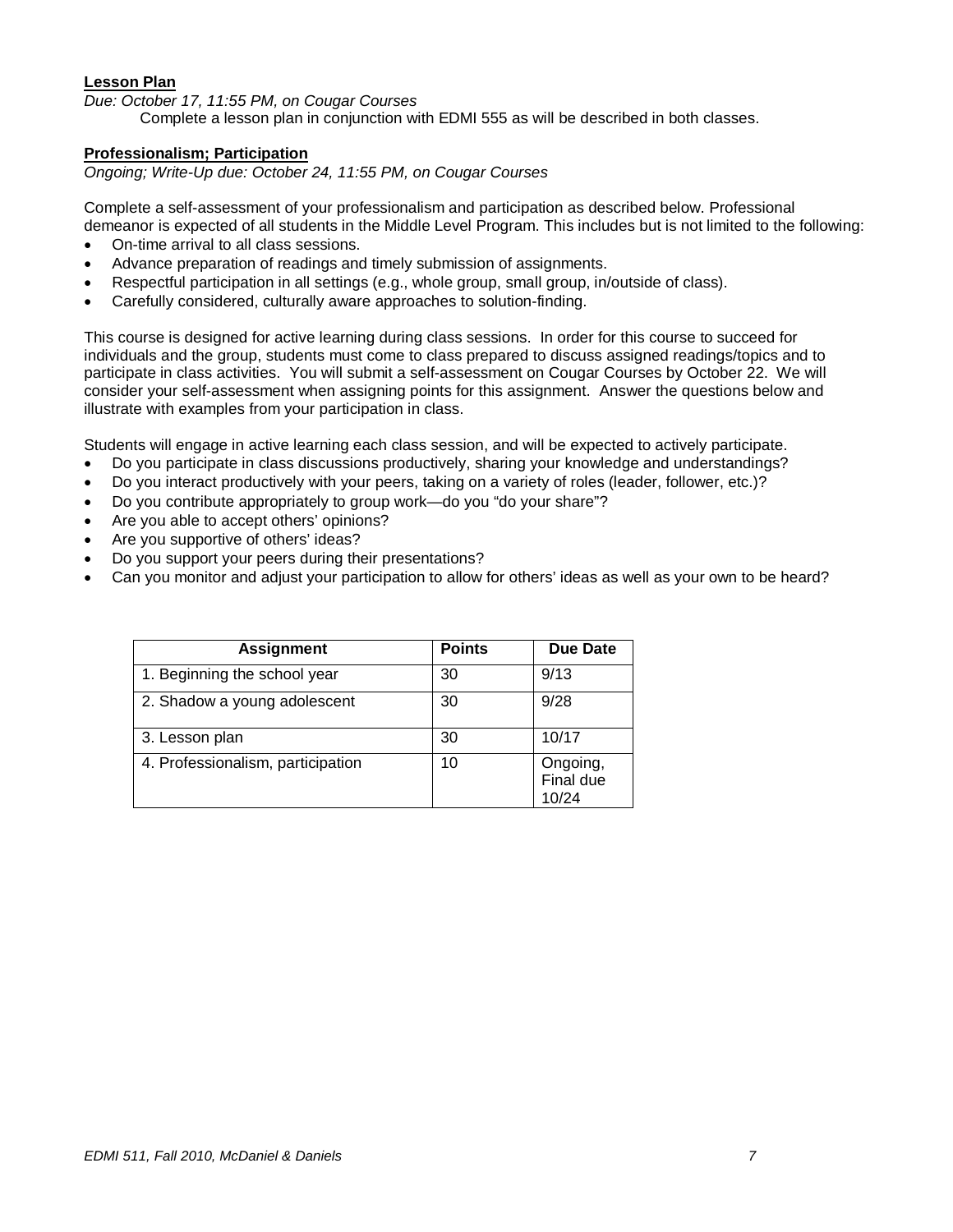**<u>Lesson Plan</u>**

*Due: October 17, 11:55 PM, on Cougar Courses*

Complete a lesson plan in conjunction with EDMI 555 as will be described in both classes.

**<u>Professionalism; Participation</u>**

*Ongoing; Write-Up due: October 24, 11:55 PM, on Cougar Courses*

Complete a self-assessment of your professionalism and participation as described below. Professional demeanor is expected of all students in the Middle Level Program. This includes but is not limited to the following:

- On-time arrival to all class sessions.
- Advance preparation of readings and timely submission of assignments.
- Respectful participation in all settings (e.g., whole group, small group, in/outside of class).
- Carefully considered, culturally aware approaches to solution-finding.

This course is designed for active learning during class sessions. In order for this course to succeed for individuals and the group, students must come to class prepared to discuss assigned readings/topics and to participate in class activities. You will submit a self-assessment on Cougar Courses by October 22. We will consider your self-assessment when assigning points for this assignment. Answer the questions below and illustrate with examples from your participation in class.

Students will engage in active learning each class session, and will be expected to actively participate.

- Do you participate in class discussions productively, sharing your knowledge and understandings?
- Do you interact productively with your peers, taking on a variety of roles (leader, follower, etc.)?
- Do you contribute appropriately to group work—do you "do your share"?
- Are you able to accept others' opinions?
- Are you supportive of others' ideas?
- Do you support your peers during their presentations?
- Can you monitor and adjust your participation to allow for others' ideas as well as your own to be heard?

| Assignment | Points | Due Date |
| --- | --- | --- |
| 1. Beginning the school year | 30 | 9/13 |
| 2. Shadow a young adolescent | 30 | 9/28 |
| 3. Lesson plan | 30 | 10/17 |
| 4. Professionalism, participation | 10 | Ongoing, Final due 10/24 |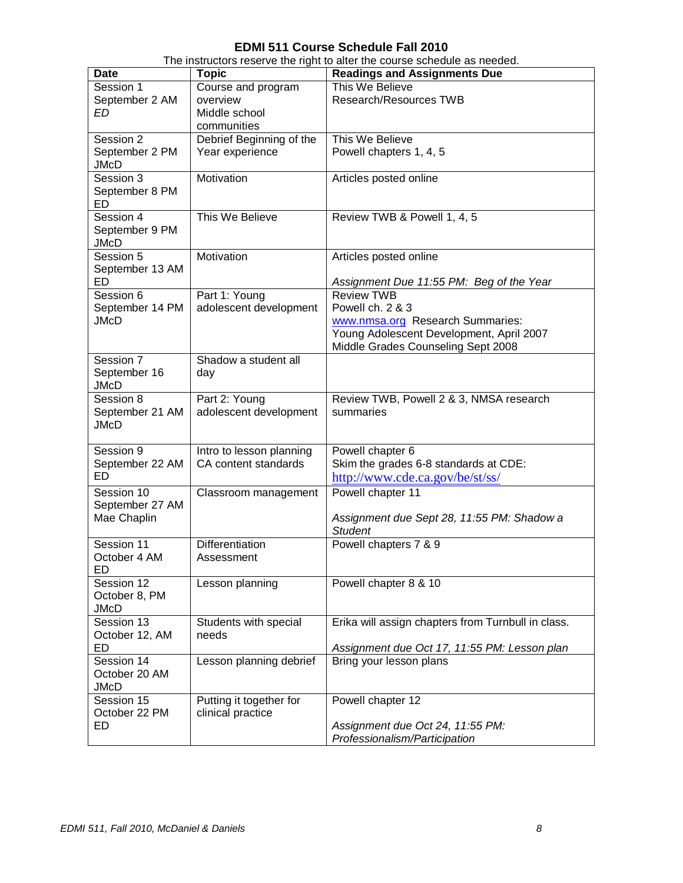# EDMI 511 Course Schedule Fall 2010

The instructors reserve the right to alter the course schedule as needed.

| Date | Topic | Readings and Assignments Due |
|---|---|---|
| Session 1<br>September 2 AM<br>*ED* | Course and program overview<br>Middle school communities | This We Believe<br>Research/Resources TWB |
| Session 2<br>September 2 PM<br>JMcD | Debrief Beginning of the Year experience | This We Believe<br>Powell chapters 1, 4, 5 |
| Session 3<br>September 8 PM<br>ED | Motivation | Articles posted online |
| Session 4<br>September 9 PM<br>JMcD | This We Believe | Review TWB & Powell 1, 4, 5 |
| Session 5<br>September 13 AM<br>ED | Motivation | Articles posted online<br><br>*Assignment Due 11:55 PM: Beg of the Year* |
| Session 6<br>September 14 PM<br>JMcD | Part 1: Young adolescent development | Review TWB<br>Powell ch. 2 & 3<br>www.nmsa.org Research Summaries:<br>Young Adolescent Development, April 2007<br>Middle Grades Counseling Sept 2008 |
| Session 7<br>September 16<br>JMcD | Shadow a student all day | |
| Session 8<br>September 21 AM<br>JMcD | Part 2: Young adolescent development | Review TWB, Powell 2 & 3, NMSA research summaries |
| Session 9<br>September 22 AM<br>ED | Intro to lesson planning<br>CA content standards | Powell chapter 6<br>Skim the grades 6-8 standards at CDE:<br>http://www.cde.ca.gov/be/st/ss/ |
| Session 10<br>September 27 AM<br>Mae Chaplin | Classroom management | Powell chapter 11<br><br>*Assignment due Sept 28, 11:55 PM: Shadow a Student* |
| Session 11<br>October 4 AM<br>ED | Differentiation<br>Assessment | Powell chapters 7 & 9 |
| Session 12<br>October 8, PM<br>JMcD | Lesson planning | Powell chapter 8 & 10 |
| Session 13<br>October 12, AM<br>ED | Students with special needs | Erika will assign chapters from Turnbull in class.<br><br>*Assignment due Oct 17, 11:55 PM: Lesson plan* |
| Session 14<br>October 20 AM<br>JMcD | Lesson planning debrief | Bring your lesson plans |
| Session 15<br>October 22 PM<br>ED | Putting it together for clinical practice | Powell chapter 12<br><br>*Assignment due Oct 24, 11:55 PM: Professionalism/Participation* |